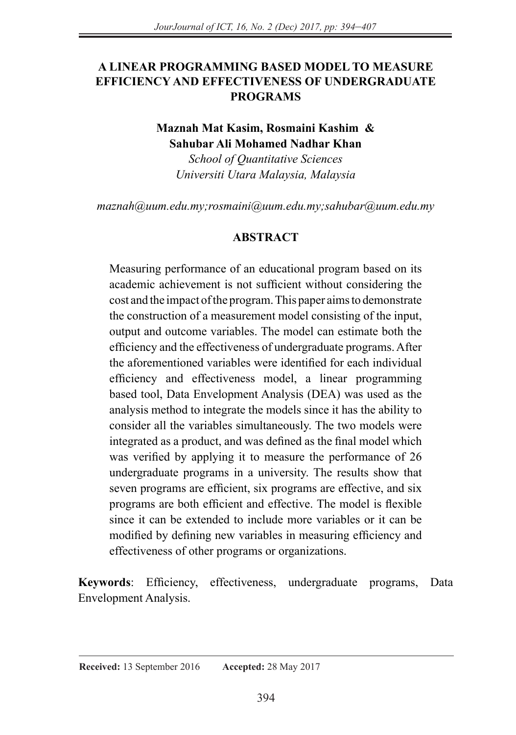# A LINEAR PROGRAMMING BASED MODEL TO MEASURE EFFICIENCY AND EFFECTIVENESS OF UNDERGRADUATE PROGRAMS

**Maznah Mat Kasim, Rosmaini Kashim & Sahubar Ali Mohamed Nadhar Khan**
*School of Quantitative Sciences*
*Universiti Utara Malaysia, Malaysia*

*maznah@uum.edu.my;rosmaini@uum.edu.my;sahubar@uum.edu.my*

## ABSTRACT

Measuring performance of an educational program based on its academic achievement is not sufficient without considering the cost and the impact of the program. This paper aims to demonstrate the construction of a measurement model consisting of the input, output and outcome variables. The model can estimate both the efficiency and the effectiveness of undergraduate programs. After the aforementioned variables were identified for each individual efficiency and effectiveness model, a linear programming based tool, Data Envelopment Analysis (DEA) was used as the analysis method to integrate the models since it has the ability to consider all the variables simultaneously. The two models were integrated as a product, and was defined as the final model which was verified by applying it to measure the performance of 26 undergraduate programs in a university. The results show that seven programs are efficient, six programs are effective, and six programs are both efficient and effective. The model is flexible since it can be extended to include more variables or it can be modified by defining new variables in measuring efficiency and effectiveness of other programs or organizations.

**Keywords**: Efficiency, effectiveness, undergraduate programs, Data Envelopment Analysis.

**Received:** 13 September 2016 **Accepted:** 28 May 2017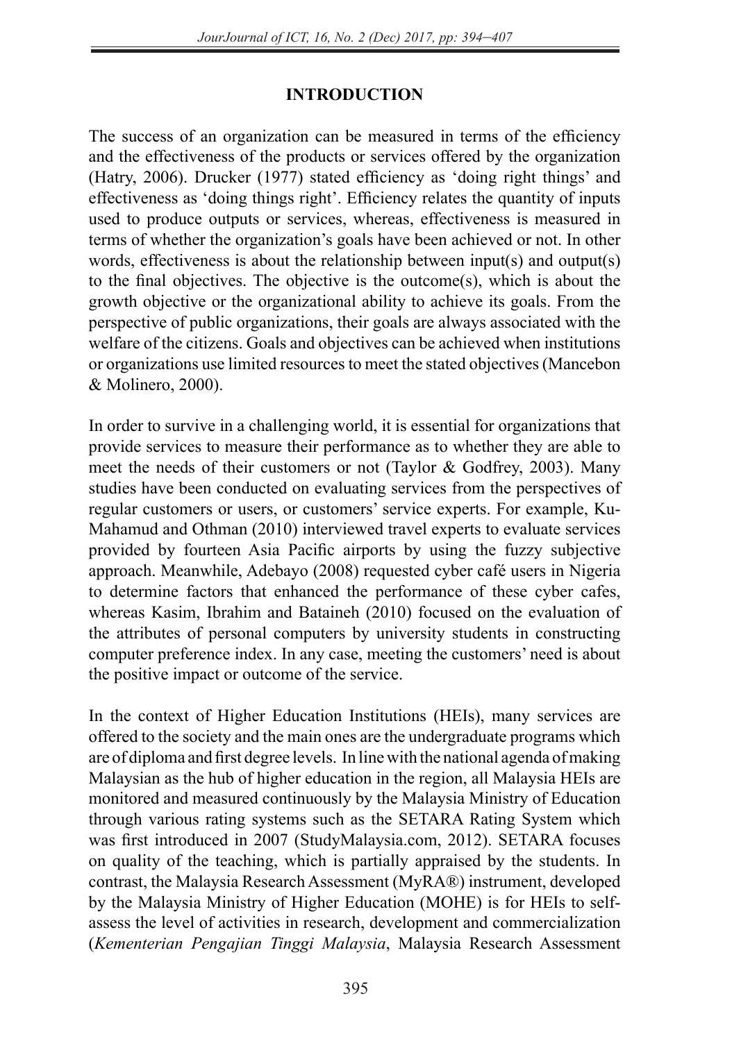## INTRODUCTION

The success of an organization can be measured in terms of the efficiency and the effectiveness of the products or services offered by the organization (Hatry, 2006). Drucker (1977) stated efficiency as 'doing right things' and effectiveness as 'doing things right'. Efficiency relates the quantity of inputs used to produce outputs or services, whereas, effectiveness is measured in terms of whether the organization's goals have been achieved or not. In other words, effectiveness is about the relationship between input(s) and output(s) to the final objectives. The objective is the outcome(s), which is about the growth objective or the organizational ability to achieve its goals. From the perspective of public organizations, their goals are always associated with the welfare of the citizens. Goals and objectives can be achieved when institutions or organizations use limited resources to meet the stated objectives (Mancebon & Molinero, 2000).

In order to survive in a challenging world, it is essential for organizations that provide services to measure their performance as to whether they are able to meet the needs of their customers or not (Taylor & Godfrey, 2003). Many studies have been conducted on evaluating services from the perspectives of regular customers or users, or customers' service experts. For example, Ku-Mahamud and Othman (2010) interviewed travel experts to evaluate services provided by fourteen Asia Pacific airports by using the fuzzy subjective approach. Meanwhile, Adebayo (2008) requested cyber café users in Nigeria to determine factors that enhanced the performance of these cyber cafes, whereas Kasim, Ibrahim and Bataineh (2010) focused on the evaluation of the attributes of personal computers by university students in constructing computer preference index. In any case, meeting the customers' need is about the positive impact or outcome of the service.

In the context of Higher Education Institutions (HEIs), many services are offered to the society and the main ones are the undergraduate programs which are of diploma and first degree levels. In line with the national agenda of making Malaysian as the hub of higher education in the region, all Malaysia HEIs are monitored and measured continuously by the Malaysia Ministry of Education through various rating systems such as the SETARA Rating System which was first introduced in 2007 (StudyMalaysia.com, 2012). SETARA focuses on quality of the teaching, which is partially appraised by the students. In contrast, the Malaysia Research Assessment (MyRA®) instrument, developed by the Malaysia Ministry of Higher Education (MOHE) is for HEIs to self-assess the level of activities in research, development and commercialization (*Kementerian Pengajian Tinggi Malaysia*, Malaysia Research Assessment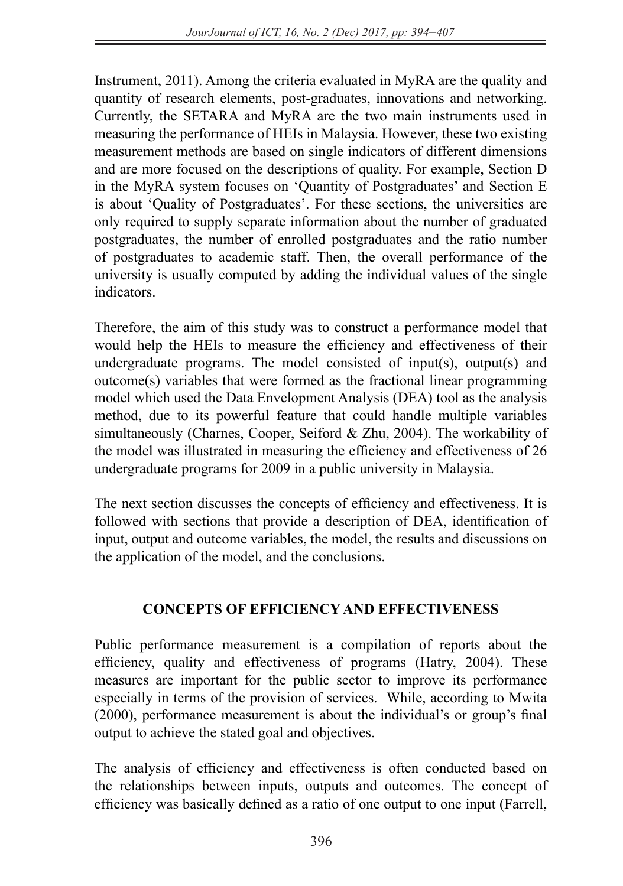Instrument, 2011). Among the criteria evaluated in MyRA are the quality and quantity of research elements, post-graduates, innovations and networking. Currently, the SETARA and MyRA are the two main instruments used in measuring the performance of HEIs in Malaysia. However, these two existing measurement methods are based on single indicators of different dimensions and are more focused on the descriptions of quality. For example, Section D in the MyRA system focuses on 'Quantity of Postgraduates' and Section E is about 'Quality of Postgraduates'. For these sections, the universities are only required to supply separate information about the number of graduated postgraduates, the number of enrolled postgraduates and the ratio number of postgraduates to academic staff. Then, the overall performance of the university is usually computed by adding the individual values of the single indicators.

Therefore, the aim of this study was to construct a performance model that would help the HEIs to measure the efficiency and effectiveness of their undergraduate programs. The model consisted of input(s), output(s) and outcome(s) variables that were formed as the fractional linear programming model which used the Data Envelopment Analysis (DEA) tool as the analysis method, due to its powerful feature that could handle multiple variables simultaneously (Charnes, Cooper, Seiford & Zhu, 2004). The workability of the model was illustrated in measuring the efficiency and effectiveness of 26 undergraduate programs for 2009 in a public university in Malaysia.

The next section discusses the concepts of efficiency and effectiveness. It is followed with sections that provide a description of DEA, identification of input, output and outcome variables, the model, the results and discussions on the application of the model, and the conclusions.

## CONCEPTS OF EFFICIENCY AND EFFECTIVENESS

Public performance measurement is a compilation of reports about the efficiency, quality and effectiveness of programs (Hatry, 2004). These measures are important for the public sector to improve its performance especially in terms of the provision of services. While, according to Mwita (2000), performance measurement is about the individual's or group's final output to achieve the stated goal and objectives.

The analysis of efficiency and effectiveness is often conducted based on the relationships between inputs, outputs and outcomes. The concept of efficiency was basically defined as a ratio of one output to one input (Farrell,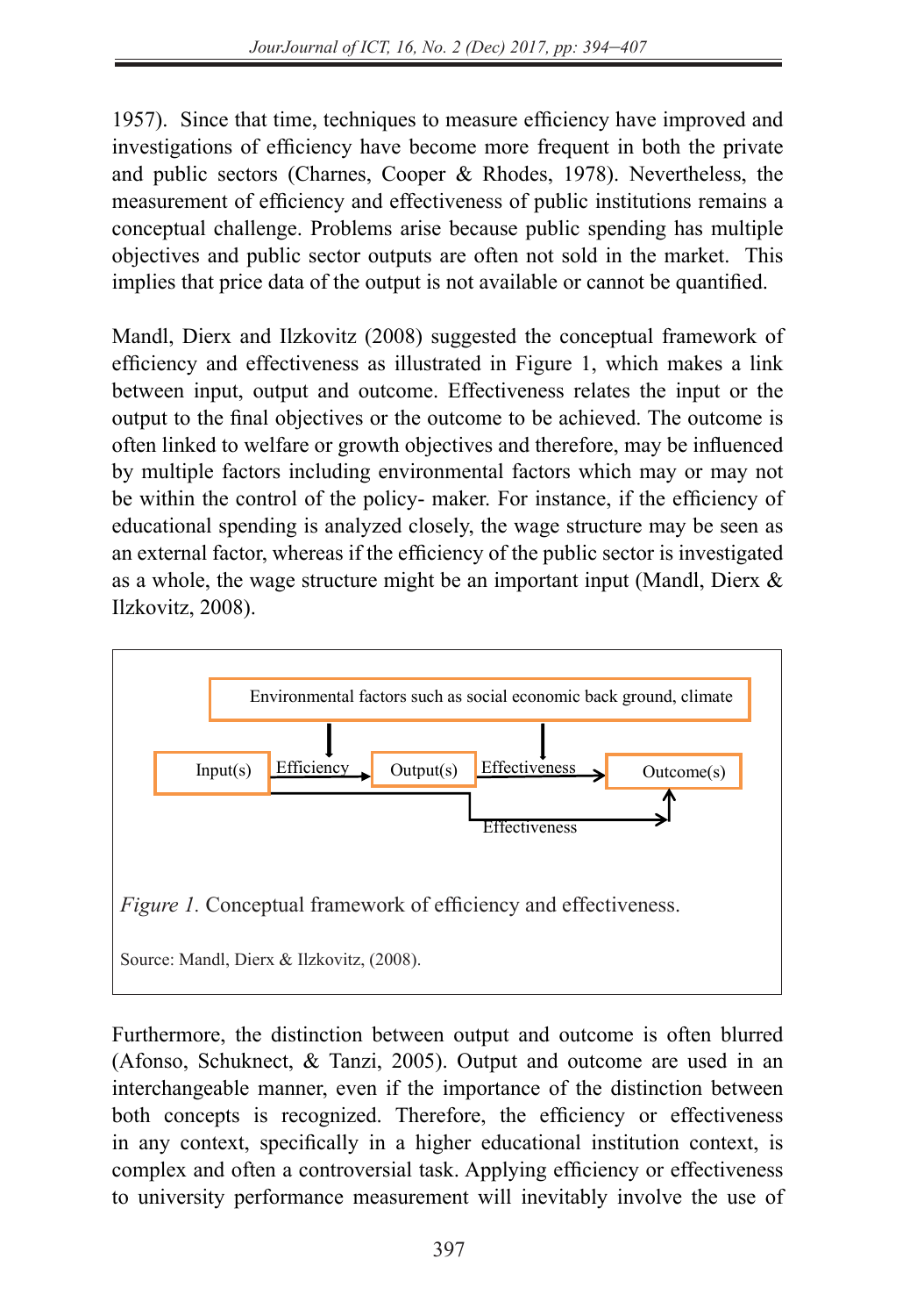1957). Since that time, techniques to measure efficiency have improved and investigations of efficiency have become more frequent in both the private and public sectors (Charnes, Cooper & Rhodes, 1978). Nevertheless, the measurement of efficiency and effectiveness of public institutions remains a conceptual challenge. Problems arise because public spending has multiple objectives and public sector outputs are often not sold in the market. This implies that price data of the output is not available or cannot be quantified.

Mandl, Dierx and Ilzkovitz (2008) suggested the conceptual framework of efficiency and effectiveness as illustrated in Figure 1, which makes a link between input, output and outcome. Effectiveness relates the input or the output to the final objectives or the outcome to be achieved. The outcome is often linked to welfare or growth objectives and therefore, may be influenced by multiple factors including environmental factors which may or may not be within the control of the policy- maker. For instance, if the efficiency of educational spending is analyzed closely, the wage structure may be seen as an external factor, whereas if the efficiency of the public sector is investigated as a whole, the wage structure might be an important input (Mandl, Dierx & Ilzkovitz, 2008).

Environmental factors such as social economic back ground, climate

Input(s) → Efficiency → Output(s) → Effectiveness → Outcome(s)

Input(s) → Effectiveness → Outcome(s)

*Figure 1.* Conceptual framework of efficiency and effectiveness.

Source: Mandl, Dierx & Ilzkovitz, (2008).

Furthermore, the distinction between output and outcome is often blurred (Afonso, Schuknect, & Tanzi, 2005). Output and outcome are used in an interchangeable manner, even if the importance of the distinction between both concepts is recognized. Therefore, the efficiency or effectiveness in any context, specifically in a higher educational institution context, is complex and often a controversial task. Applying efficiency or effectiveness to university performance measurement will inevitably involve the use of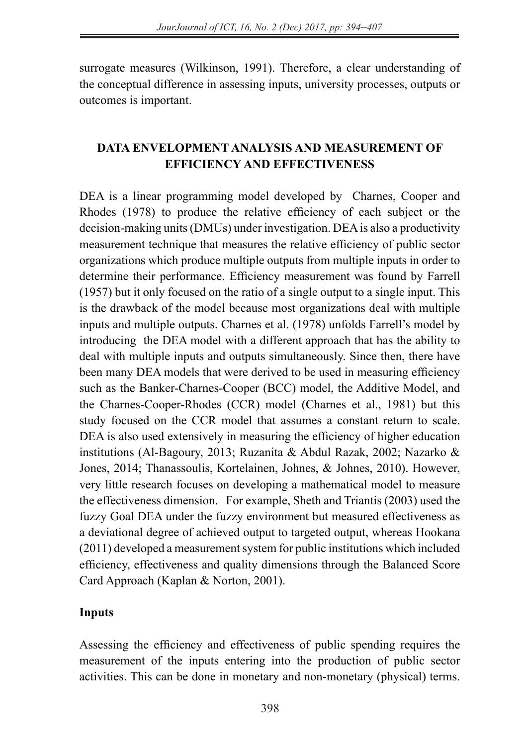surrogate measures (Wilkinson, 1991). Therefore, a clear understanding of the conceptual difference in assessing inputs, university processes, outputs or outcomes is important.

## DATA ENVELOPMENT ANALYSIS AND MEASUREMENT OF EFFICIENCY AND EFFECTIVENESS

DEA is a linear programming model developed by Charnes, Cooper and Rhodes (1978) to produce the relative efficiency of each subject or the decision-making units (DMUs) under investigation. DEA is also a productivity measurement technique that measures the relative efficiency of public sector organizations which produce multiple outputs from multiple inputs in order to determine their performance. Efficiency measurement was found by Farrell (1957) but it only focused on the ratio of a single output to a single input. This is the drawback of the model because most organizations deal with multiple inputs and multiple outputs. Charnes et al. (1978) unfolds Farrell's model by introducing the DEA model with a different approach that has the ability to deal with multiple inputs and outputs simultaneously. Since then, there have been many DEA models that were derived to be used in measuring efficiency such as the Banker-Charnes-Cooper (BCC) model, the Additive Model, and the Charnes-Cooper-Rhodes (CCR) model (Charnes et al., 1981) but this study focused on the CCR model that assumes a constant return to scale. DEA is also used extensively in measuring the efficiency of higher education institutions (Al-Bagoury, 2013; Ruzanita & Abdul Razak, 2002; Nazarko & Jones, 2014; Thanassoulis, Kortelainen, Johnes, & Johnes, 2010). However, very little research focuses on developing a mathematical model to measure the effectiveness dimension. For example, Sheth and Triantis (2003) used the fuzzy Goal DEA under the fuzzy environment but measured effectiveness as a deviational degree of achieved output to targeted output, whereas Hookana (2011) developed a measurement system for public institutions which included efficiency, effectiveness and quality dimensions through the Balanced Score Card Approach (Kaplan & Norton, 2001).

### Inputs

Assessing the efficiency and effectiveness of public spending requires the measurement of the inputs entering into the production of public sector activities. This can be done in monetary and non-monetary (physical) terms.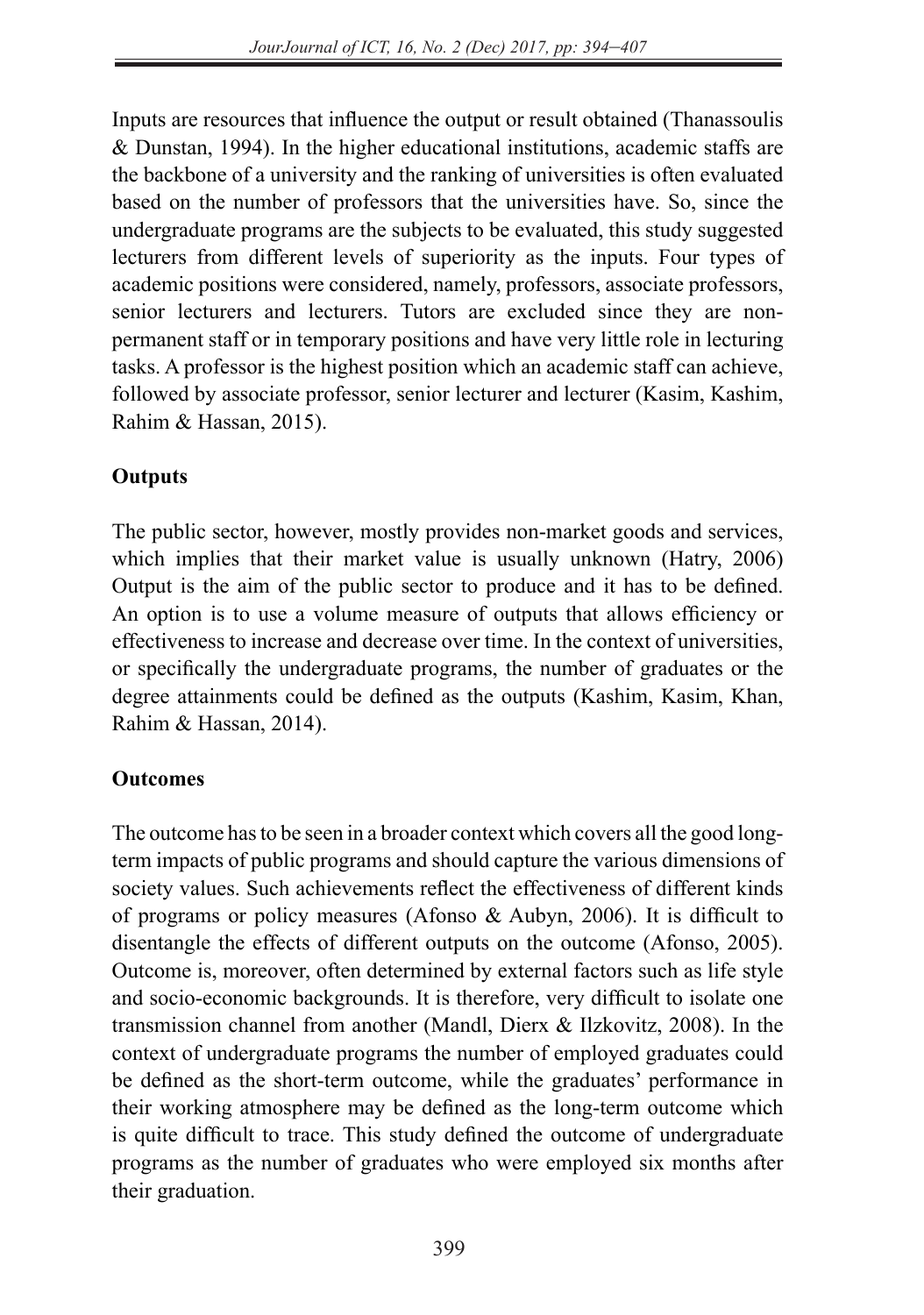Inputs are resources that influence the output or result obtained (Thanassoulis & Dunstan, 1994). In the higher educational institutions, academic staffs are the backbone of a university and the ranking of universities is often evaluated based on the number of professors that the universities have. So, since the undergraduate programs are the subjects to be evaluated, this study suggested lecturers from different levels of superiority as the inputs. Four types of academic positions were considered, namely, professors, associate professors, senior lecturers and lecturers. Tutors are excluded since they are non-permanent staff or in temporary positions and have very little role in lecturing tasks. A professor is the highest position which an academic staff can achieve, followed by associate professor, senior lecturer and lecturer (Kasim, Kashim, Rahim & Hassan, 2015).

**Outputs**

The public sector, however, mostly provides non-market goods and services, which implies that their market value is usually unknown (Hatry, 2006) Output is the aim of the public sector to produce and it has to be defined. An option is to use a volume measure of outputs that allows efficiency or effectiveness to increase and decrease over time. In the context of universities, or specifically the undergraduate programs, the number of graduates or the degree attainments could be defined as the outputs (Kashim, Kasim, Khan, Rahim & Hassan, 2014).

**Outcomes**

The outcome has to be seen in a broader context which covers all the good long-term impacts of public programs and should capture the various dimensions of society values. Such achievements reflect the effectiveness of different kinds of programs or policy measures (Afonso & Aubyn, 2006). It is difficult to disentangle the effects of different outputs on the outcome (Afonso, 2005). Outcome is, moreover, often determined by external factors such as life style and socio-economic backgrounds. It is therefore, very difficult to isolate one transmission channel from another (Mandl, Dierx & Ilzkovitz, 2008). In the context of undergraduate programs the number of employed graduates could be defined as the short-term outcome, while the graduates' performance in their working atmosphere may be defined as the long-term outcome which is quite difficult to trace. This study defined the outcome of undergraduate programs as the number of graduates who were employed six months after their graduation.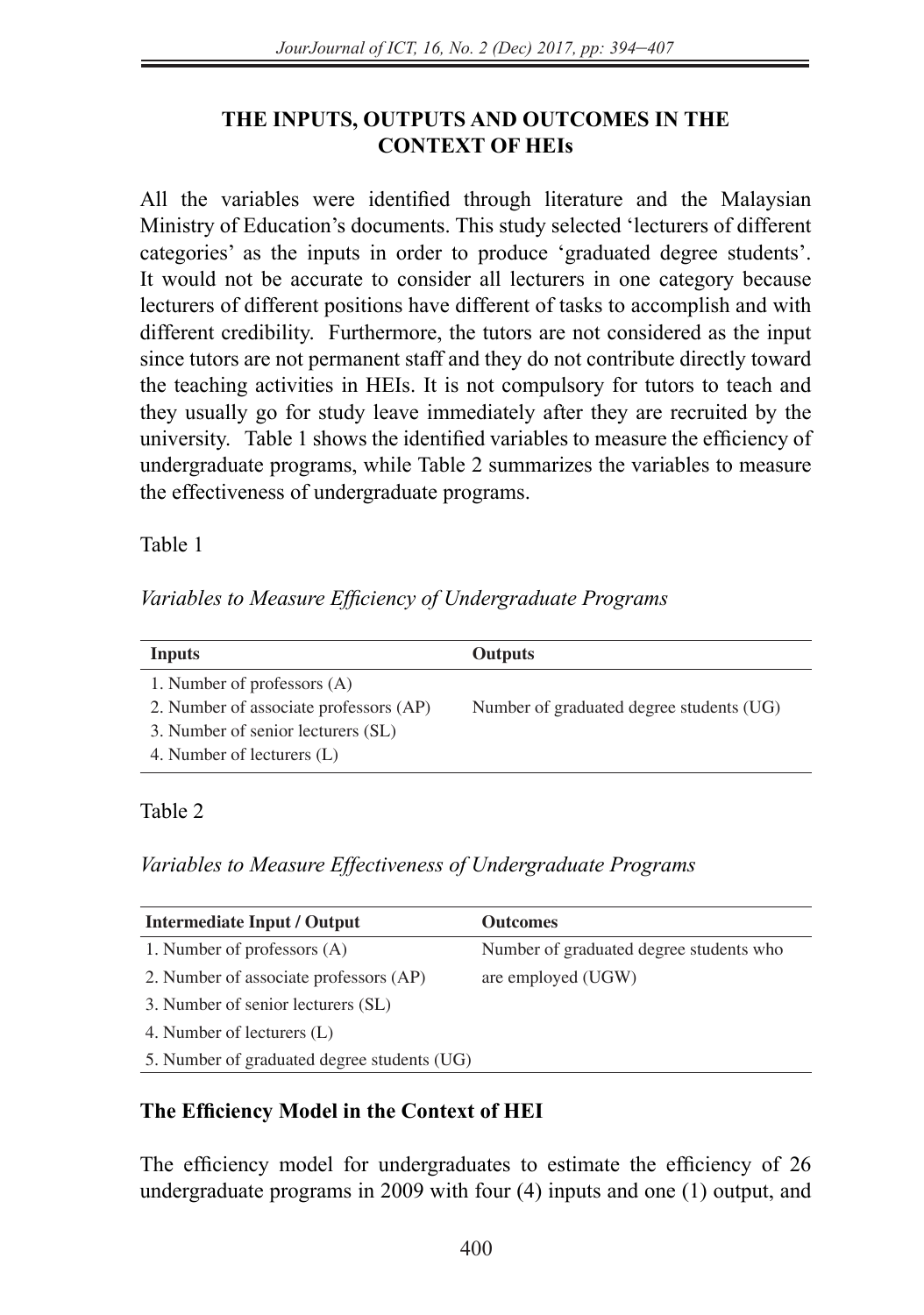## THE INPUTS, OUTPUTS AND OUTCOMES IN THE CONTEXT OF HEIs

All the variables were identified through literature and the Malaysian Ministry of Education's documents. This study selected 'lecturers of different categories' as the inputs in order to produce 'graduated degree students'. It would not be accurate to consider all lecturers in one category because lecturers of different positions have different of tasks to accomplish and with different credibility. Furthermore, the tutors are not considered as the input since tutors are not permanent staff and they do not contribute directly toward the teaching activities in HEIs. It is not compulsory for tutors to teach and they usually go for study leave immediately after they are recruited by the university. Table 1 shows the identified variables to measure the efficiency of undergraduate programs, while Table 2 summarizes the variables to measure the effectiveness of undergraduate programs.

Table 1

*Variables to Measure Efficiency of Undergraduate Programs*

| Inputs | Outputs |
|---|---|
| 1. Number of professors (A)<br>2. Number of associate professors (AP)<br>3. Number of senior lecturers (SL)<br>4. Number of lecturers (L) | Number of graduated degree students (UG) |

Table 2

*Variables to Measure Effectiveness of Undergraduate Programs*

| Intermediate Input / Output | Outcomes |
|---|---|
| 1. Number of professors (A)<br>2. Number of associate professors (AP)<br>3. Number of senior lecturers (SL)<br>4. Number of lecturers (L)<br>5. Number of graduated degree students (UG) | Number of graduated degree students who are employed (UGW) |

### The Efficiency Model in the Context of HEI

The efficiency model for undergraduates to estimate the efficiency of 26 undergraduate programs in 2009 with four (4) inputs and one (1) output, and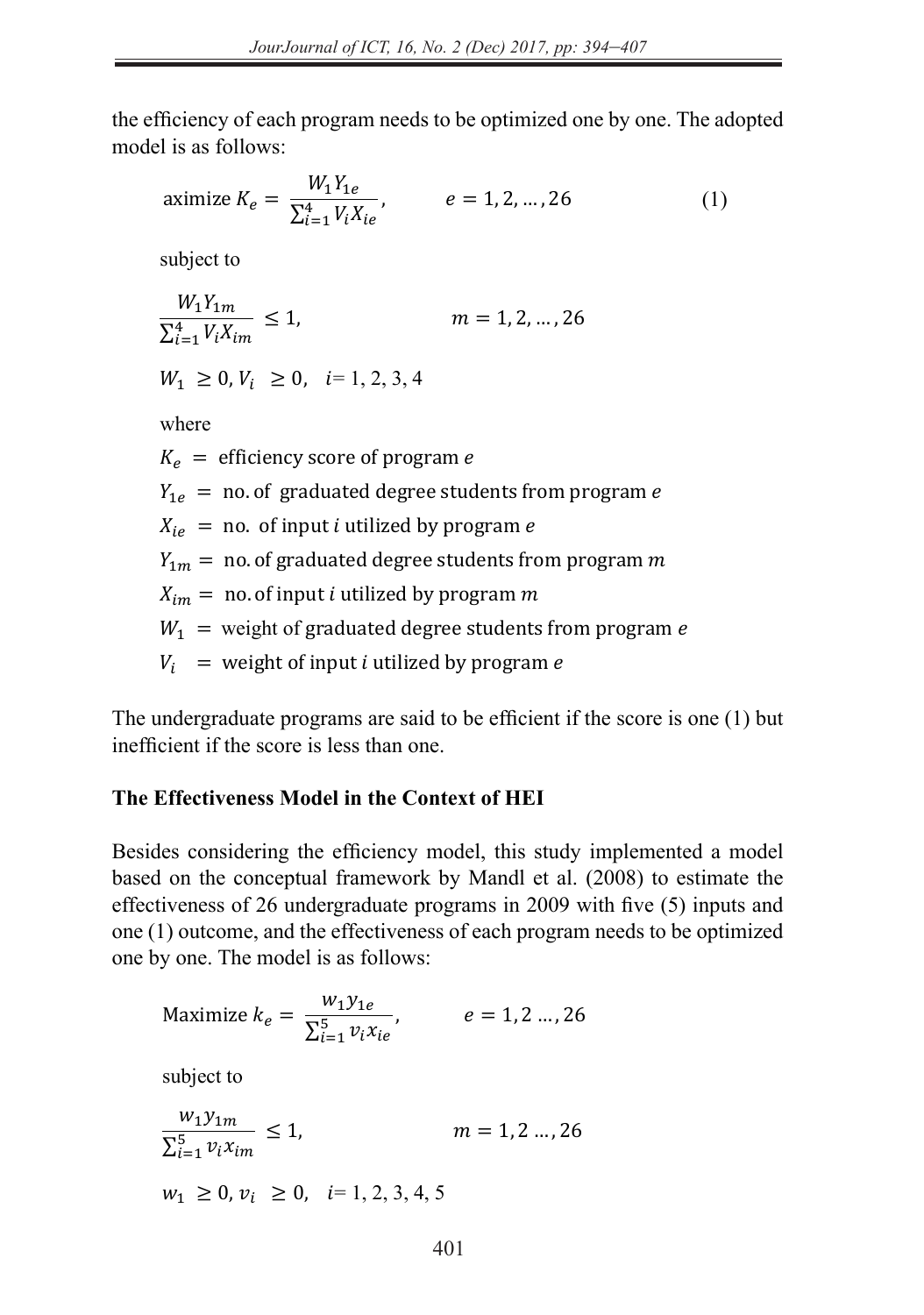the efficiency of each program needs to be optimized one by one. The adopted model is as follows:

$$\text{aximize } K_e = \frac{W_1 Y_{1e}}{\sum_{i=1}^{4} V_i X_{ie}}, \qquad e = 1, 2, \ldots, 26 \tag{1}$$

subject to

$$\frac{W_1 Y_{1m}}{\sum_{i=1}^{4} V_i X_{im}} \leq 1, \qquad m = 1, 2, \ldots, 26$$

$$W_1 \geq 0, V_i \geq 0, \quad i = 1, 2, 3, 4$$

where

$K_e$ = efficiency score of program $e$

$Y_{1e}$ = no. of graduated degree students from program $e$

$X_{ie}$ = no. of input $i$ utilized by program $e$

$Y_{1m}$ = no. of graduated degree students from program $m$

$X_{im}$ = no. of input $i$ utilized by program $m$

$W_1$ = weight of graduated degree students from program $e$

$V_i$ = weight of input $i$ utilized by program $e$

The undergraduate programs are said to be efficient if the score is one (1) but inefficient if the score is less than one.

**The Effectiveness Model in the Context of HEI**

Besides considering the efficiency model, this study implemented a model based on the conceptual framework by Mandl et al. (2008) to estimate the effectiveness of 26 undergraduate programs in 2009 with five (5) inputs and one (1) outcome, and the effectiveness of each program needs to be optimized one by one. The model is as follows:

$$\text{Maximize } k_e = \frac{w_1 y_{1e}}{\sum_{i=1}^{5} v_i x_{ie}}, \qquad e = 1, 2 \ldots, 26$$

subject to

$$\frac{w_1 y_{1m}}{\sum_{i=1}^{5} v_i x_{im}} \leq 1, \qquad m = 1, 2 \ldots, 26$$

$$w_1 \geq 0, v_i \geq 0, \quad i = 1, 2, 3, 4, 5$$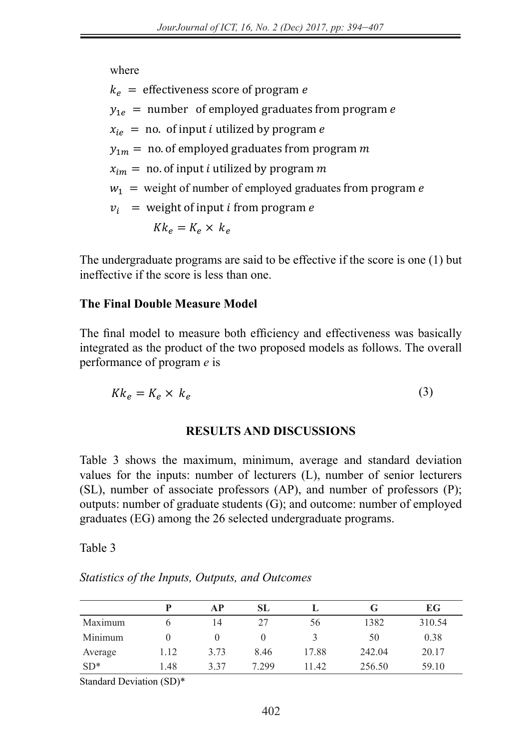where

$k_e$ = effectiveness score of program $e$

$y_{1e}$ = number of employed graduates from program $e$

$x_{ie}$ = no. of input $i$ utilized by program $e$

$y_{1m}$ = no. of employed graduates from program $m$

$x_{im}$ = no. of input $i$ utilized by program $m$

$w_1$ = weight of number of employed graduates from program $e$

$v_i$ = weight of input $i$ from program $e$

$$Kk_e = K_e \times k_e$$

The undergraduate programs are said to be effective if the score is one (1) but ineffective if the score is less than one.

**The Final Double Measure Model**

The final model to measure both efficiency and effectiveness was basically integrated as the product of the two proposed models as follows. The overall performance of program *e* is

$$Kk_e = K_e \times k_e \tag{3}$$

## RESULTS AND DISCUSSIONS

Table 3 shows the maximum, minimum, average and standard deviation values for the inputs: number of lecturers (L), number of senior lecturers (SL), number of associate professors (AP), and number of professors (P); outputs: number of graduate students (G); and outcome: number of employed graduates (EG) among the 26 selected undergraduate programs.

Table 3

*Statistics of the Inputs, Outputs, and Outcomes*

| | P | AP | SL | L | G | EG |
|---|---|---|---|---|---|---|
| Maximum | 6 | 14 | 27 | 56 | 1382 | 310.54 |
| Minimum | 0 | 0 | 0 | 3 | 50 | 0.38 |
| Average | 1.12 | 3.73 | 8.46 | 17.88 | 242.04 | 20.17 |
| SD* | 1.48 | 3.37 | 7.299 | 11.42 | 256.50 | 59.10 |

Standard Deviation (SD)*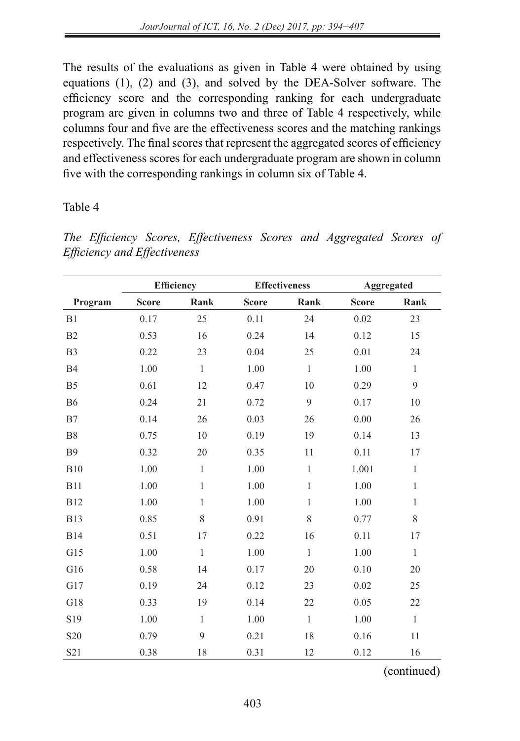The results of the evaluations as given in Table 4 were obtained by using equations (1), (2) and (3), and solved by the DEA-Solver software. The efficiency score and the corresponding ranking for each undergraduate program are given in columns two and three of Table 4 respectively, while columns four and five are the effectiveness scores and the matching rankings respectively. The final scores that represent the aggregated scores of efficiency and effectiveness scores for each undergraduate program are shown in column five with the corresponding rankings in column six of Table 4.

Table 4

*The Efficiency Scores, Effectiveness Scores and Aggregated Scores of Efficiency and Effectiveness*

| | Efficiency | | Effectiveness | | Aggregated | |
|---|---|---|---|---|---|---|
| Program | Score | Rank | Score | Rank | Score | Rank |
| B1 | 0.17 | 25 | 0.11 | 24 | 0.02 | 23 |
| B2 | 0.53 | 16 | 0.24 | 14 | 0.12 | 15 |
| B3 | 0.22 | 23 | 0.04 | 25 | 0.01 | 24 |
| B4 | 1.00 | 1 | 1.00 | 1 | 1.00 | 1 |
| B5 | 0.61 | 12 | 0.47 | 10 | 0.29 | 9 |
| B6 | 0.24 | 21 | 0.72 | 9 | 0.17 | 10 |
| B7 | 0.14 | 26 | 0.03 | 26 | 0.00 | 26 |
| B8 | 0.75 | 10 | 0.19 | 19 | 0.14 | 13 |
| B9 | 0.32 | 20 | 0.35 | 11 | 0.11 | 17 |
| B10 | 1.00 | 1 | 1.00 | 1 | 1.001 | 1 |
| B11 | 1.00 | 1 | 1.00 | 1 | 1.00 | 1 |
| B12 | 1.00 | 1 | 1.00 | 1 | 1.00 | 1 |
| B13 | 0.85 | 8 | 0.91 | 8 | 0.77 | 8 |
| B14 | 0.51 | 17 | 0.22 | 16 | 0.11 | 17 |
| G15 | 1.00 | 1 | 1.00 | 1 | 1.00 | 1 |
| G16 | 0.58 | 14 | 0.17 | 20 | 0.10 | 20 |
| G17 | 0.19 | 24 | 0.12 | 23 | 0.02 | 25 |
| G18 | 0.33 | 19 | 0.14 | 22 | 0.05 | 22 |
| S19 | 1.00 | 1 | 1.00 | 1 | 1.00 | 1 |
| S20 | 0.79 | 9 | 0.21 | 18 | 0.16 | 11 |
| S21 | 0.38 | 18 | 0.31 | 12 | 0.12 | 16 |

(continued)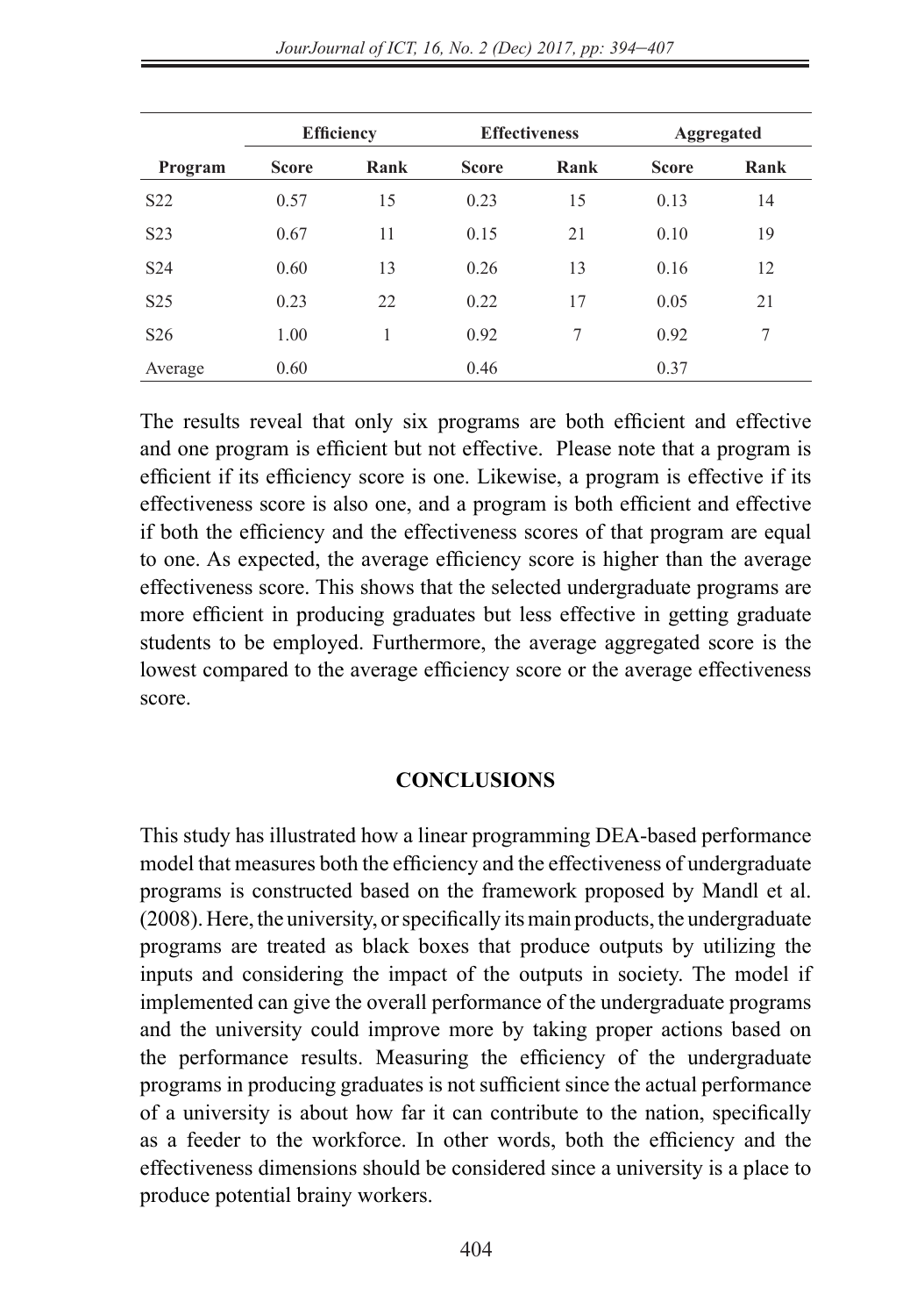| | Efficiency | | Effectiveness | | Aggregated | |
|---|---|---|---|---|---|---|
| Program | Score | Rank | Score | Rank | Score | Rank |
| S22 | 0.57 | 15 | 0.23 | 15 | 0.13 | 14 |
| S23 | 0.67 | 11 | 0.15 | 21 | 0.10 | 19 |
| S24 | 0.60 | 13 | 0.26 | 13 | 0.16 | 12 |
| S25 | 0.23 | 22 | 0.22 | 17 | 0.05 | 21 |
| S26 | 1.00 | 1 | 0.92 | 7 | 0.92 | 7 |
| Average | 0.60 | | 0.46 | | 0.37 | |

The results reveal that only six programs are both efficient and effective and one program is efficient but not effective. Please note that a program is efficient if its efficiency score is one. Likewise, a program is effective if its effectiveness score is also one, and a program is both efficient and effective if both the efficiency and the effectiveness scores of that program are equal to one. As expected, the average efficiency score is higher than the average effectiveness score. This shows that the selected undergraduate programs are more efficient in producing graduates but less effective in getting graduate students to be employed. Furthermore, the average aggregated score is the lowest compared to the average efficiency score or the average effectiveness score.

## CONCLUSIONS

This study has illustrated how a linear programming DEA-based performance model that measures both the efficiency and the effectiveness of undergraduate programs is constructed based on the framework proposed by Mandl et al. (2008). Here, the university, or specifically its main products, the undergraduate programs are treated as black boxes that produce outputs by utilizing the inputs and considering the impact of the outputs in society. The model if implemented can give the overall performance of the undergraduate programs and the university could improve more by taking proper actions based on the performance results. Measuring the efficiency of the undergraduate programs in producing graduates is not sufficient since the actual performance of a university is about how far it can contribute to the nation, specifically as a feeder to the workforce. In other words, both the efficiency and the effectiveness dimensions should be considered since a university is a place to produce potential brainy workers.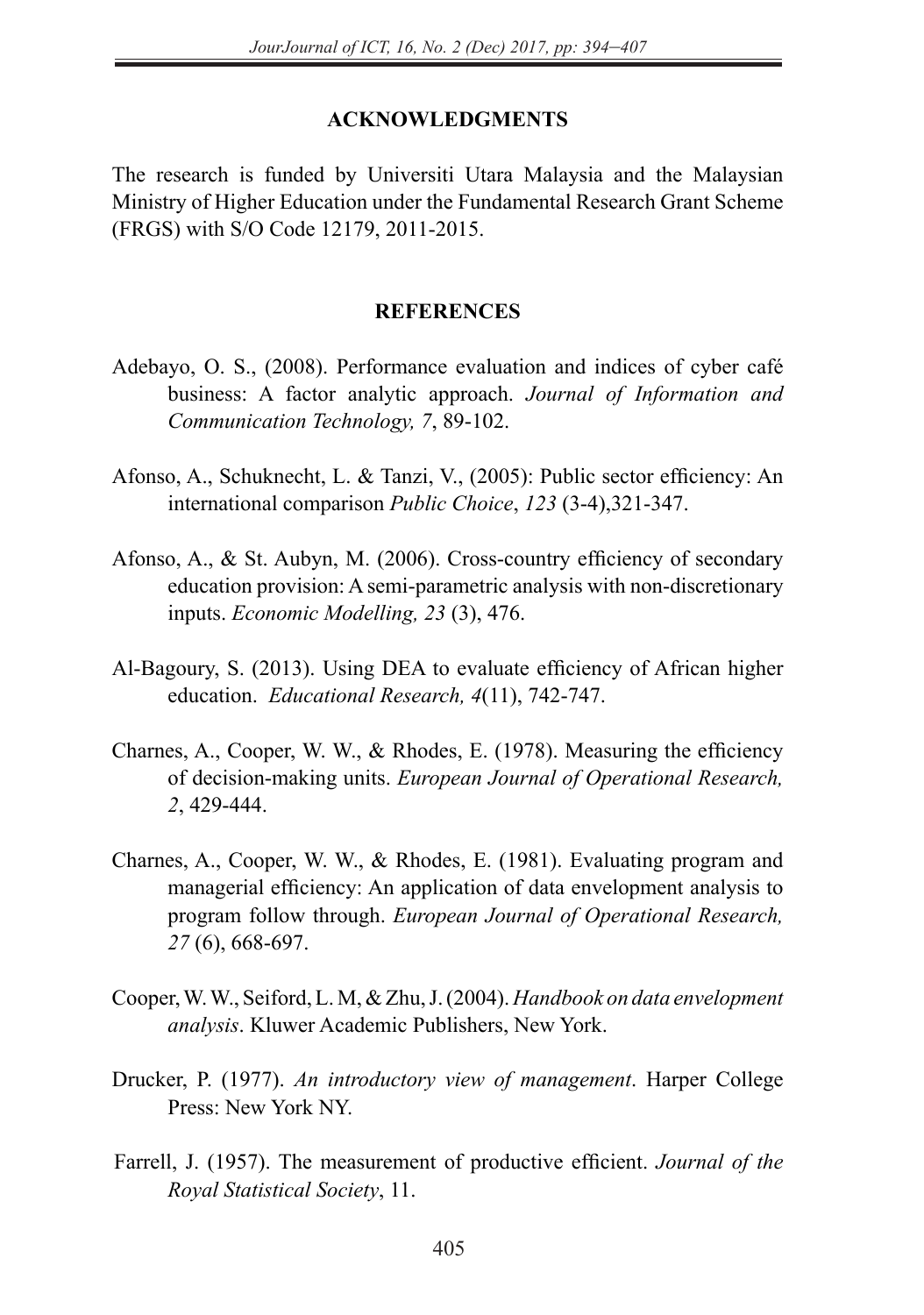## ACKNOWLEDGMENTS

The research is funded by Universiti Utara Malaysia and the Malaysian Ministry of Higher Education under the Fundamental Research Grant Scheme (FRGS) with S/O Code 12179, 2011-2015.

## REFERENCES

Adebayo, O. S., (2008). Performance evaluation and indices of cyber café business: A factor analytic approach. *Journal of Information and Communication Technology, 7*, 89-102.

Afonso, A., Schuknecht, L. & Tanzi, V., (2005): Public sector efficiency: An international comparison *Public Choice*, *123* (3-4),321-347.

Afonso, A., & St. Aubyn, M. (2006). Cross-country efficiency of secondary education provision: A semi-parametric analysis with non-discretionary inputs. *Economic Modelling, 23* (3), 476.

Al-Bagoury, S. (2013). Using DEA to evaluate efficiency of African higher education. *Educational Research, 4*(11), 742-747.

Charnes, A., Cooper, W. W., & Rhodes, E. (1978). Measuring the efficiency of decision-making units. *European Journal of Operational Research, 2*, 429-444.

Charnes, A., Cooper, W. W., & Rhodes, E. (1981). Evaluating program and managerial efficiency: An application of data envelopment analysis to program follow through. *European Journal of Operational Research, 27* (6), 668-697.

Cooper, W. W., Seiford, L. M, & Zhu, J. (2004). *Handbook on data envelopment analysis*. Kluwer Academic Publishers, New York.

Drucker, P. (1977). *An introductory view of management*. Harper College Press: New York NY.

Farrell, J. (1957). The measurement of productive efficient. *Journal of the Royal Statistical Society*, 11.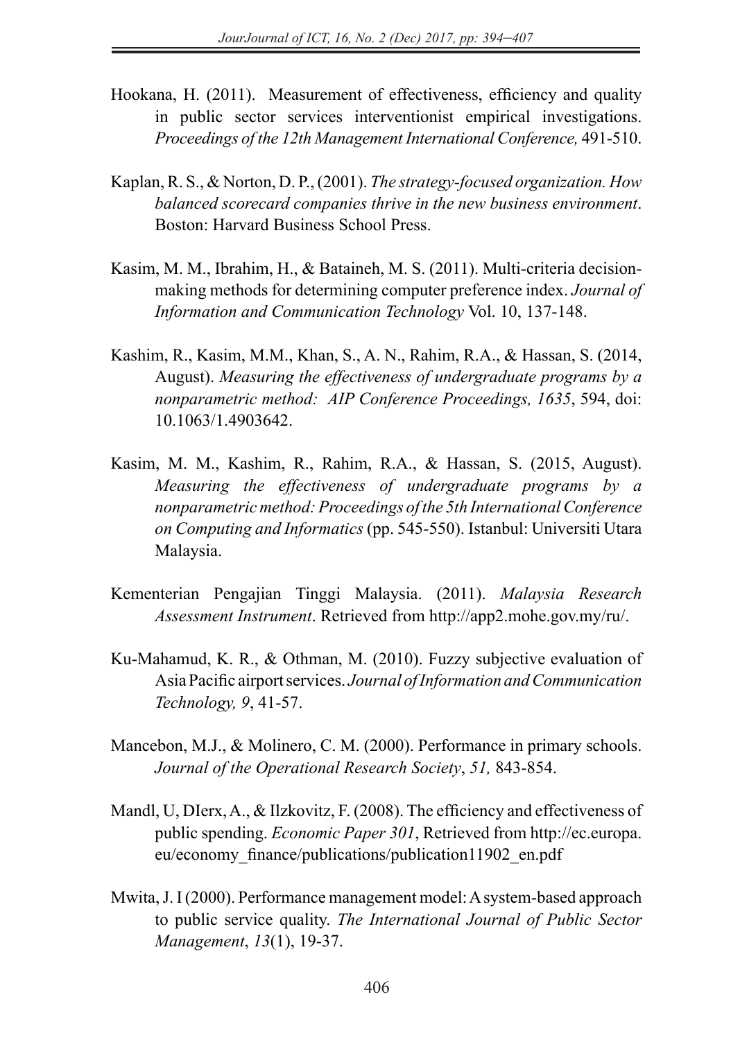Hookana, H. (2011). Measurement of effectiveness, efficiency and quality in public sector services interventionist empirical investigations. *Proceedings of the 12th Management International Conference,* 491-510.

Kaplan, R. S., & Norton, D. P., (2001). *The strategy-focused organization. How balanced scorecard companies thrive in the new business environment*. Boston: Harvard Business School Press.

Kasim, M. M., Ibrahim, H., & Bataineh, M. S. (2011). Multi-criteria decision-making methods for determining computer preference index. *Journal of Information and Communication Technology* Vol. 10, 137-148.

Kashim, R., Kasim, M.M., Khan, S., A. N., Rahim, R.A., & Hassan, S. (2014, August). *Measuring the effectiveness of undergraduate programs by a nonparametric method: AIP Conference Proceedings, 1635*, 594, doi: 10.1063/1.4903642.

Kasim, M. M., Kashim, R., Rahim, R.A., & Hassan, S. (2015, August). *Measuring the effectiveness of undergraduate programs by a nonparametric method: Proceedings of the 5th International Conference on Computing and Informatics* (pp. 545-550). Istanbul: Universiti Utara Malaysia.

Kementerian Pengajian Tinggi Malaysia. (2011). *Malaysia Research Assessment Instrument*. Retrieved from http://app2.mohe.gov.my/ru/.

Ku-Mahamud, K. R., & Othman, M. (2010). Fuzzy subjective evaluation of Asia Pacific airport services. *Journal of Information and Communication Technology, 9*, 41-57.

Mancebon, M.J., & Molinero, C. M. (2000). Performance in primary schools. *Journal of the Operational Research Society*, *51,* 843-854.

Mandl, U, DIerx, A., & Ilzkovitz, F. (2008). The efficiency and effectiveness of public spending. *Economic Paper 301*, Retrieved from http://ec.europa.eu/economy_finance/publications/publication11902_en.pdf

Mwita, J. I (2000). Performance management model: A system-based approach to public service quality. *The International Journal of Public Sector Management*, *13*(1), 19-37.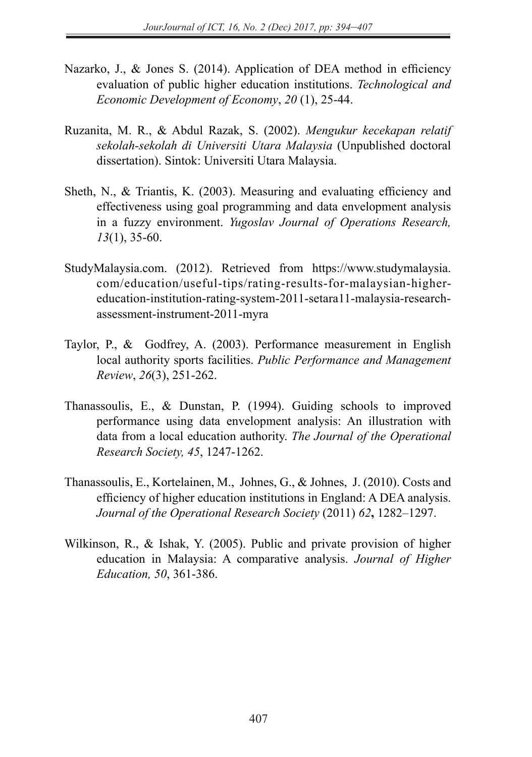Nazarko, J., & Jones S. (2014). Application of DEA method in efficiency evaluation of public higher education institutions. *Technological and Economic Development of Economy*, *20* (1), 25-44.

Ruzanita, M. R., & Abdul Razak, S. (2002). *Mengukur kecekapan relatif sekolah-sekolah di Universiti Utara Malaysia* (Unpublished doctoral dissertation). Sintok: Universiti Utara Malaysia.

Sheth, N., & Triantis, K. (2003). Measuring and evaluating efficiency and effectiveness using goal programming and data envelopment analysis in a fuzzy environment. *Yugoslav Journal of Operations Research, 13*(1), 35-60.

StudyMalaysia.com. (2012). Retrieved from https://www.studymalaysia.com/education/useful-tips/rating-results-for-malaysian-higher-education-institution-rating-system-2011-setara11-malaysia-research-assessment-instrument-2011-myra

Taylor, P., & Godfrey, A. (2003). Performance measurement in English local authority sports facilities. *Public Performance and Management Review*, *26*(3), 251-262.

Thanassoulis, E., & Dunstan, P. (1994). Guiding schools to improved performance using data envelopment analysis: An illustration with data from a local education authority. *The Journal of the Operational Research Society, 45*, 1247-1262.

Thanassoulis, E., Kortelainen, M., Johnes, G., & Johnes, J. (2010). Costs and efficiency of higher education institutions in England: A DEA analysis. *Journal of the Operational Research Society* (2011) *62***,** 1282–1297.

Wilkinson, R., & Ishak, Y. (2005). Public and private provision of higher education in Malaysia: A comparative analysis. *Journal of Higher Education, 50*, 361-386.